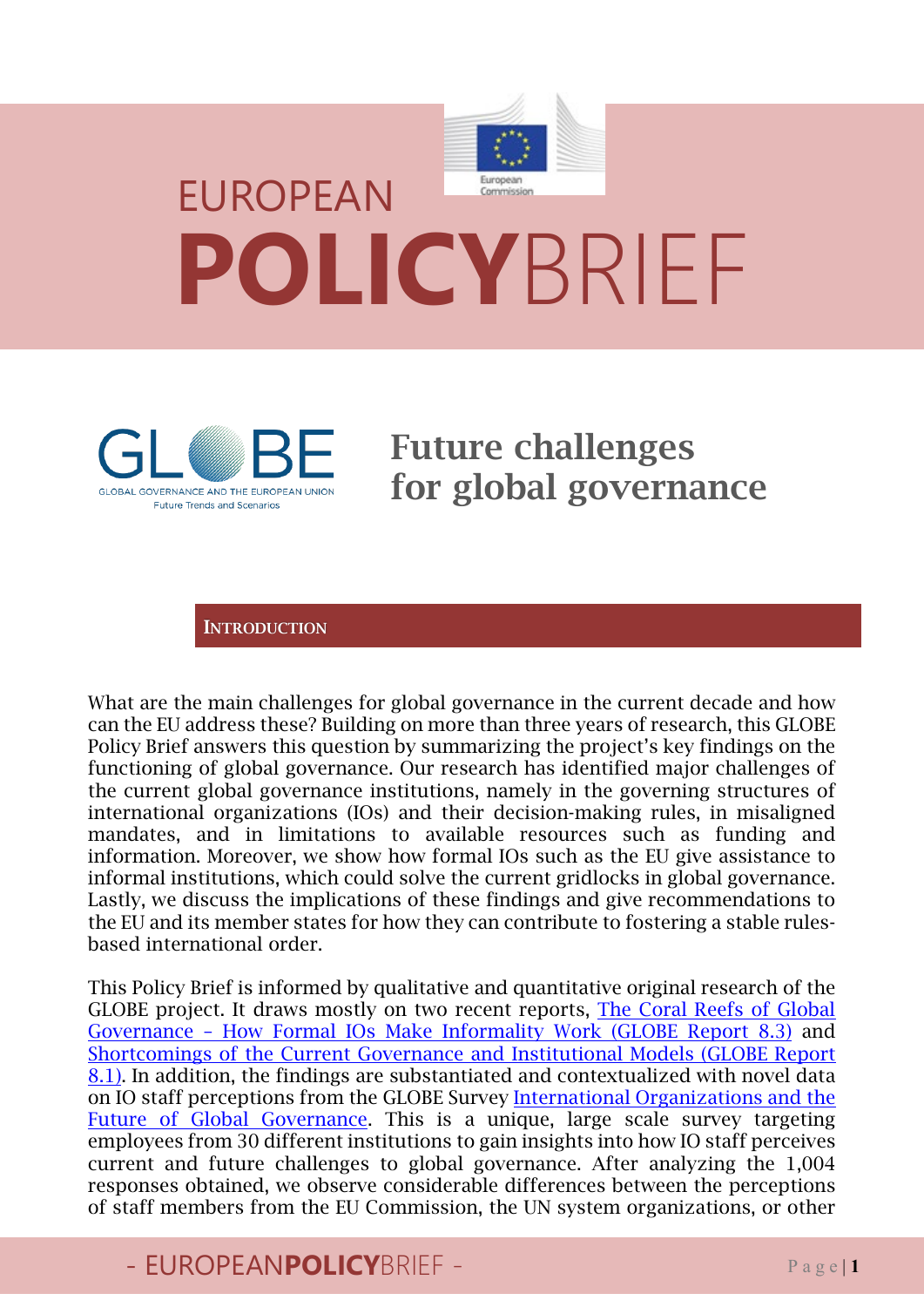# EUROPEAN POLICYBRIEF

GLOBE
GLOBAL GOVERNANCE AND THE EUROPEAN UNION
Future Trends and Scenarios

# Future challenges for global governance

## INTRODUCTION

What are the main challenges for global governance in the current decade and how can the EU address these? Building on more than three years of research, this GLOBE Policy Brief answers this question by summarizing the project's key findings on the functioning of global governance. Our research has identified major challenges of the current global governance institutions, namely in the governing structures of international organizations (IOs) and their decision-making rules, in misaligned mandates, and in limitations to available resources such as funding and information. Moreover, we show how formal IOs such as the EU give assistance to informal institutions, which could solve the current gridlocks in global governance. Lastly, we discuss the implications of these findings and give recommendations to the EU and its member states for how they can contribute to fostering a stable rules-based international order.

This Policy Brief is informed by qualitative and quantitative original research of the GLOBE project. It draws mostly on two recent reports, [The Coral Reefs of Global Governance – How Formal IOs Make Informality Work (GLOBE Report 8.3)] and [Shortcomings of the Current Governance and Institutional Models (GLOBE Report 8.1)]. In addition, the findings are substantiated and contextualized with novel data on IO staff perceptions from the GLOBE Survey [International Organizations and the Future of Global Governance]. This is a unique, large scale survey targeting employees from 30 different institutions to gain insights into how IO staff perceives current and future challenges to global governance. After analyzing the 1,004 responses obtained, we observe considerable differences between the perceptions of staff members from the EU Commission, the UN system organizations, or other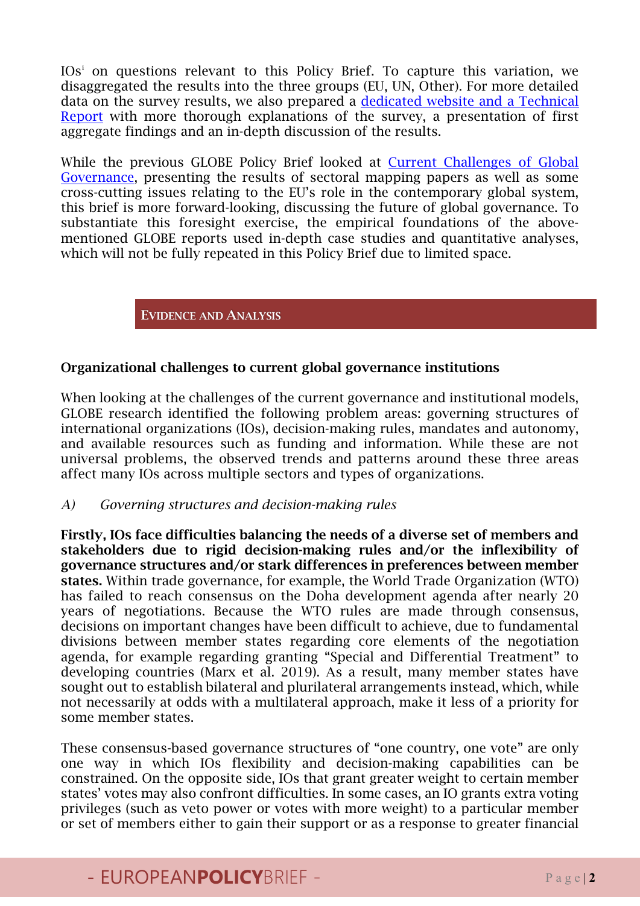IOs[i] on questions relevant to this Policy Brief. To capture this variation, we disaggregated the results into the three groups (EU, UN, Other). For more detailed data on the survey results, we also prepared a [dedicated website and a Technical Report]() with more thorough explanations of the survey, a presentation of first aggregate findings and an in-depth discussion of the results.

While the previous GLOBE Policy Brief looked at [Current Challenges of Global Governance](), presenting the results of sectoral mapping papers as well as some cross-cutting issues relating to the EU's role in the contemporary global system, this brief is more forward-looking, discussing the future of global governance. To substantiate this foresight exercise, the empirical foundations of the above-mentioned GLOBE reports used in-depth case studies and quantitative analyses, which will not be fully repeated in this Policy Brief due to limited space.

## EVIDENCE AND ANALYSIS

### Organizational challenges to current global governance institutions

When looking at the challenges of the current governance and institutional models, GLOBE research identified the following problem areas: governing structures of international organizations (IOs), decision-making rules, mandates and autonomy, and available resources such as funding and information. While these are not universal problems, the observed trends and patterns around these three areas affect many IOs across multiple sectors and types of organizations.

*A) Governing structures and decision-making rules*

**Firstly, IOs face difficulties balancing the needs of a diverse set of members and stakeholders due to rigid decision-making rules and/or the inflexibility of governance structures and/or stark differences in preferences between member states.** Within trade governance, for example, the World Trade Organization (WTO) has failed to reach consensus on the Doha development agenda after nearly 20 years of negotiations. Because the WTO rules are made through consensus, decisions on important changes have been difficult to achieve, due to fundamental divisions between member states regarding core elements of the negotiation agenda, for example regarding granting "Special and Differential Treatment" to developing countries (Marx et al. 2019). As a result, many member states have sought out to establish bilateral and plurilateral arrangements instead, which, while not necessarily at odds with a multilateral approach, make it less of a priority for some member states.

These consensus-based governance structures of "one country, one vote" are only one way in which IOs flexibility and decision-making capabilities can be constrained. On the opposite side, IOs that grant greater weight to certain member states' votes may also confront difficulties. In some cases, an IO grants extra voting privileges (such as veto power or votes with more weight) to a particular member or set of members either to gain their support or as a response to greater financial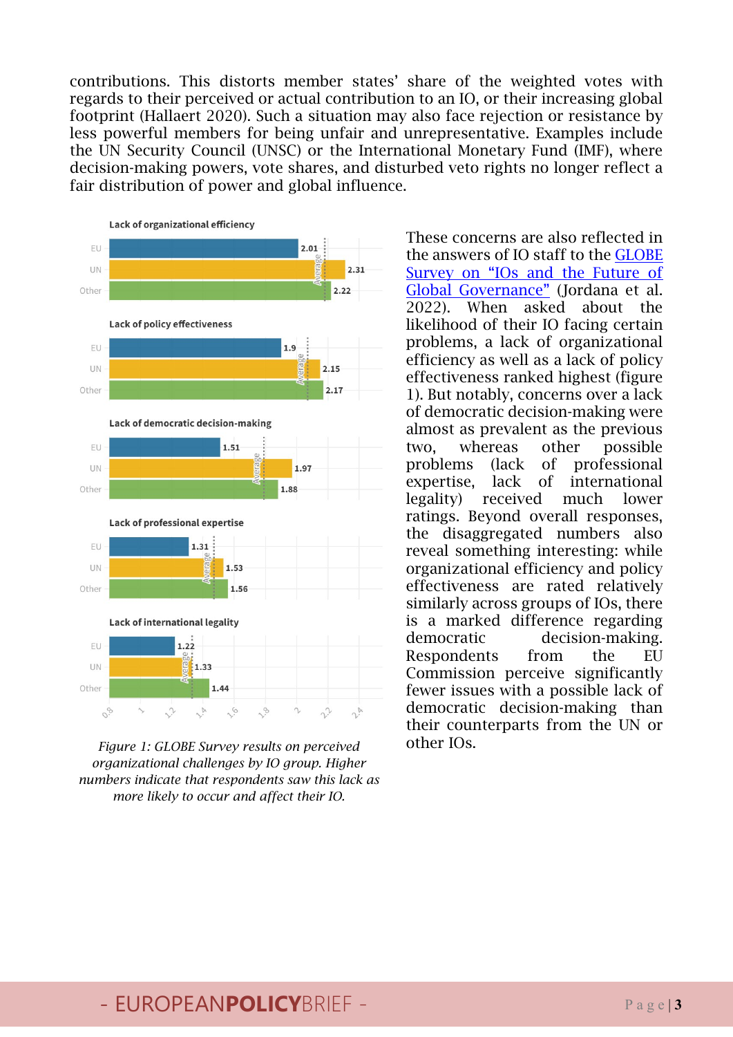contributions. This distorts member states' share of the weighted votes with regards to their perceived or actual contribution to an IO, or their increasing global footprint (Hallaert 2020). Such a situation may also face rejection or resistance by less powerful members for being unfair and unrepresentative. Examples include the UN Security Council (UNSC) or the International Monetary Fund (IMF), where decision-making powers, vote shares, and disturbed veto rights no longer reflect a fair distribution of power and global influence.

| | EU | UN | Other |
|---|---|---|---|
| Lack of organizational efficiency | 2.01 | 2.31 | 2.22 |
| Lack of policy effectiveness | 1.9 | 2.15 | 2.17 |
| Lack of democratic decision-making | 1.51 | 1.97 | 1.88 |
| Lack of professional expertise | 1.31 | 1.53 | 1.56 |
| Lack of international legality | 1.22 | 1.33 | 1.44 |

*Figure 1: GLOBE Survey results on perceived organizational challenges by IO group. Higher numbers indicate that respondents saw this lack as more likely to occur and affect their IO.*

These concerns are also reflected in the answers of IO staff to the [GLOBE Survey on "IOs and the Future of Global Governance"](#) (Jordana et al. 2022). When asked about the likelihood of their IO facing certain problems, a lack of organizational efficiency as well as a lack of policy effectiveness ranked highest (figure 1). But notably, concerns over a lack of democratic decision-making were almost as prevalent as the previous two, whereas other possible problems (lack of professional expertise, lack of international legality) received much lower ratings. Beyond overall responses, the disaggregated numbers also reveal something interesting: while organizational efficiency and policy effectiveness are rated relatively similarly across groups of IOs, there is a marked difference regarding democratic decision-making. Respondents from the EU Commission perceive significantly fewer issues with a possible lack of democratic decision-making than their counterparts from the UN or other IOs.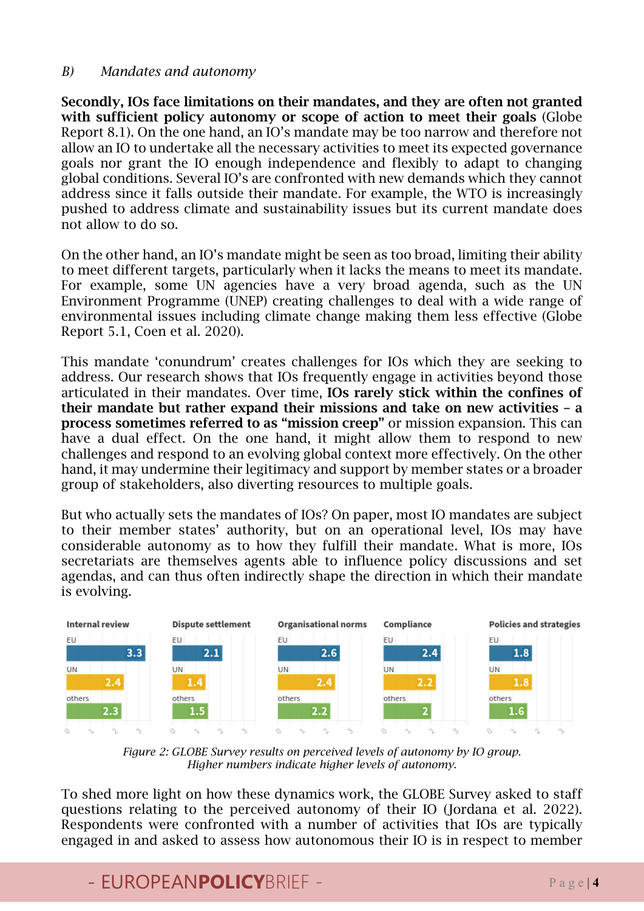*B) Mandates and autonomy*

**Secondly, IOs face limitations on their mandates, and they are often not granted with sufficient policy autonomy or scope of action to meet their goals** (Globe Report 8.1). On the one hand, an IO's mandate may be too narrow and therefore not allow an IO to undertake all the necessary activities to meet its expected governance goals nor grant the IO enough independence and flexibly to adapt to changing global conditions. Several IO's are confronted with new demands which they cannot address since it falls outside their mandate. For example, the WTO is increasingly pushed to address climate and sustainability issues but its current mandate does not allow to do so.

On the other hand, an IO's mandate might be seen as too broad, limiting their ability to meet different targets, particularly when it lacks the means to meet its mandate. For example, some UN agencies have a very broad agenda, such as the UN Environment Programme (UNEP) creating challenges to deal with a wide range of environmental issues including climate change making them less effective (Globe Report 5.1, Coen et al. 2020).

This mandate 'conundrum' creates challenges for IOs which they are seeking to address. Our research shows that IOs frequently engage in activities beyond those articulated in their mandates. Over time, **IOs rarely stick within the confines of their mandate but rather expand their missions and take on new activities – a process sometimes referred to as "mission creep"** or mission expansion. This can have a dual effect. On the one hand, it might allow them to respond to new challenges and respond to an evolving global context more effectively. On the other hand, it may undermine their legitimacy and support by member states or a broader group of stakeholders, also diverting resources to multiple goals.

But who actually sets the mandates of IOs? On paper, most IO mandates are subject to their member states' authority, but on an operational level, IOs may have considerable autonomy as to how they fulfill their mandate. What is more, IOs secretariats are themselves agents able to influence policy discussions and set agendas, and can thus often indirectly shape the direction in which their mandate is evolving.

| | Internal review | Dispute settlement | Organisational norms | Compliance | Policies and strategies |
|---|---|---|---|---|---|
| EU | 3.3 | 2.1 | 2.6 | 2.4 | 1.8 |
| UN | 2.4 | 1.4 | 2.4 | 2.2 | 1.8 |
| others | 2.3 | 1.5 | 2.2 | 2 | 1.6 |

*Figure 2: GLOBE Survey results on perceived levels of autonomy by IO group. Higher numbers indicate higher levels of autonomy.*

To shed more light on how these dynamics work, the GLOBE Survey asked to staff questions relating to the perceived autonomy of their IO (Jordana et al. 2022). Respondents were confronted with a number of activities that IOs are typically engaged in and asked to assess how autonomous their IO is in respect to member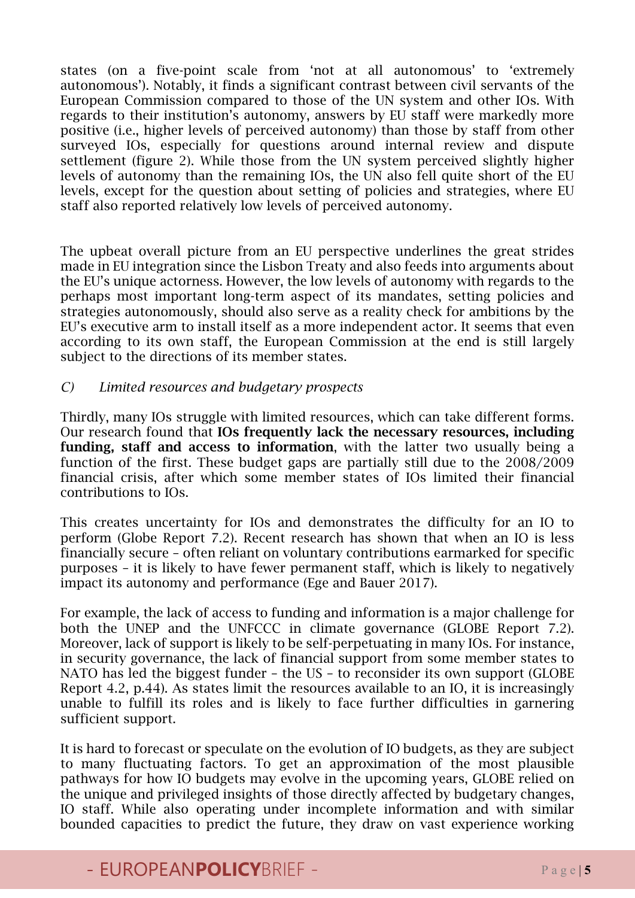states (on a five-point scale from 'not at all autonomous' to 'extremely autonomous'). Notably, it finds a significant contrast between civil servants of the European Commission compared to those of the UN system and other IOs. With regards to their institution's autonomy, answers by EU staff were markedly more positive (i.e., higher levels of perceived autonomy) than those by staff from other surveyed IOs, especially for questions around internal review and dispute settlement (figure 2). While those from the UN system perceived slightly higher levels of autonomy than the remaining IOs, the UN also fell quite short of the EU levels, except for the question about setting of policies and strategies, where EU staff also reported relatively low levels of perceived autonomy.

The upbeat overall picture from an EU perspective underlines the great strides made in EU integration since the Lisbon Treaty and also feeds into arguments about the EU's unique actorness. However, the low levels of autonomy with regards to the perhaps most important long-term aspect of its mandates, setting policies and strategies autonomously, should also serve as a reality check for ambitions by the EU's executive arm to install itself as a more independent actor. It seems that even according to its own staff, the European Commission at the end is still largely subject to the directions of its member states.

*C) Limited resources and budgetary prospects*

Thirdly, many IOs struggle with limited resources, which can take different forms. Our research found that **IOs frequently lack the necessary resources, including funding, staff and access to information**, with the latter two usually being a function of the first. These budget gaps are partially still due to the 2008/2009 financial crisis, after which some member states of IOs limited their financial contributions to IOs.

This creates uncertainty for IOs and demonstrates the difficulty for an IO to perform (Globe Report 7.2). Recent research has shown that when an IO is less financially secure – often reliant on voluntary contributions earmarked for specific purposes – it is likely to have fewer permanent staff, which is likely to negatively impact its autonomy and performance (Ege and Bauer 2017).

For example, the lack of access to funding and information is a major challenge for both the UNEP and the UNFCCC in climate governance (GLOBE Report 7.2). Moreover, lack of support is likely to be self-perpetuating in many IOs. For instance, in security governance, the lack of financial support from some member states to NATO has led the biggest funder – the US – to reconsider its own support (GLOBE Report 4.2, p.44). As states limit the resources available to an IO, it is increasingly unable to fulfill its roles and is likely to face further difficulties in garnering sufficient support.

It is hard to forecast or speculate on the evolution of IO budgets, as they are subject to many fluctuating factors. To get an approximation of the most plausible pathways for how IO budgets may evolve in the upcoming years, GLOBE relied on the unique and privileged insights of those directly affected by budgetary changes, IO staff. While also operating under incomplete information and with similar bounded capacities to predict the future, they draw on vast experience working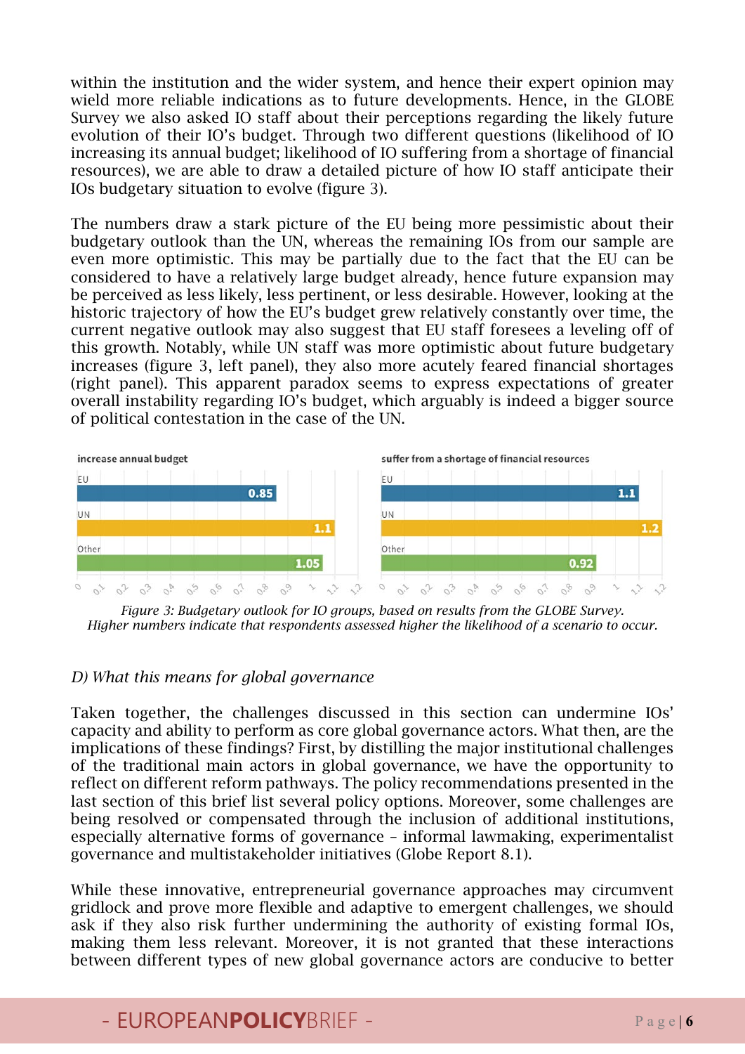within the institution and the wider system, and hence their expert opinion may wield more reliable indications as to future developments. Hence, in the GLOBE Survey we also asked IO staff about their perceptions regarding the likely future evolution of their IO's budget. Through two different questions (likelihood of IO increasing its annual budget; likelihood of IO suffering from a shortage of financial resources), we are able to draw a detailed picture of how IO staff anticipate their IOs budgetary situation to evolve (figure 3).

The numbers draw a stark picture of the EU being more pessimistic about their budgetary outlook than the UN, whereas the remaining IOs from our sample are even more optimistic. This may be partially due to the fact that the EU can be considered to have a relatively large budget already, hence future expansion may be perceived as less likely, less pertinent, or less desirable. However, looking at the historic trajectory of how the EU's budget grew relatively constantly over time, the current negative outlook may also suggest that EU staff foresees a leveling off of this growth. Notably, while UN staff was more optimistic about future budgetary increases (figure 3, left panel), they also more acutely feared financial shortages (right panel). This apparent paradox seems to express expectations of greater overall instability regarding IO's budget, which arguably is indeed a bigger source of political contestation in the case of the UN.

| | increase annual budget | suffer from a shortage of financial resources |
|---|---|---|
| EU | 0.85 | 1.1 |
| UN | 1.1 | 1.2 |
| Other | 1.05 | 0.92 |

*Figure 3: Budgetary outlook for IO groups, based on results from the GLOBE Survey. Higher numbers indicate that respondents assessed higher the likelihood of a scenario to occur.*

### *D) What this means for global governance*

Taken together, the challenges discussed in this section can undermine IOs' capacity and ability to perform as core global governance actors. What then, are the implications of these findings? First, by distilling the major institutional challenges of the traditional main actors in global governance, we have the opportunity to reflect on different reform pathways. The policy recommendations presented in the last section of this brief list several policy options. Moreover, some challenges are being resolved or compensated through the inclusion of additional institutions, especially alternative forms of governance – informal lawmaking, experimentalist governance and multistakeholder initiatives (Globe Report 8.1).

While these innovative, entrepreneurial governance approaches may circumvent gridlock and prove more flexible and adaptive to emergent challenges, we should ask if they also risk further undermining the authority of existing formal IOs, making them less relevant. Moreover, it is not granted that these interactions between different types of new global governance actors are conducive to better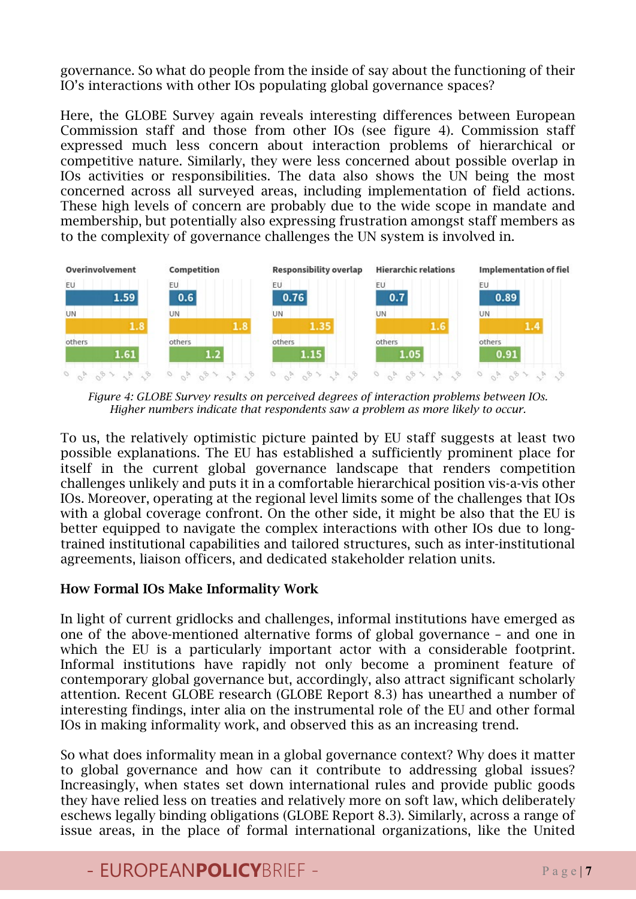governance. So what do people from the inside of say about the functioning of their IO's interactions with other IOs populating global governance spaces?

Here, the GLOBE Survey again reveals interesting differences between European Commission staff and those from other IOs (see figure 4). Commission staff expressed much less concern about interaction problems of hierarchical or competitive nature. Similarly, they were less concerned about possible overlap in IOs activities or responsibilities. The data also shows the UN being the most concerned across all surveyed areas, including implementation of field actions. These high levels of concern are probably due to the wide scope in mandate and membership, but potentially also expressing frustration amongst staff members as to the complexity of governance challenges the UN system is involved in.

| | Overinvolvement | Competition | Responsibility overlap | Hierarchic relations | Implementation of fiel |
|---|---|---|---|---|---|
| EU | 1.59 | 0.6 | 0.76 | 0.7 | 0.89 |
| UN | 1.8 | 1.8 | 1.35 | 1.6 | 1.4 |
| others | 1.61 | 1.2 | 1.15 | 1.05 | 0.91 |

*Figure 4: GLOBE Survey results on perceived degrees of interaction problems between IOs. Higher numbers indicate that respondents saw a problem as more likely to occur.*

To us, the relatively optimistic picture painted by EU staff suggests at least two possible explanations. The EU has established a sufficiently prominent place for itself in the current global governance landscape that renders competition challenges unlikely and puts it in a comfortable hierarchical position vis-a-vis other IOs. Moreover, operating at the regional level limits some of the challenges that IOs with a global coverage confront. On the other side, it might be also that the EU is better equipped to navigate the complex interactions with other IOs due to long-trained institutional capabilities and tailored structures, such as inter-institutional agreements, liaison officers, and dedicated stakeholder relation units.

**How Formal IOs Make Informality Work**

In light of current gridlocks and challenges, informal institutions have emerged as one of the above-mentioned alternative forms of global governance – and one in which the EU is a particularly important actor with a considerable footprint. Informal institutions have rapidly not only become a prominent feature of contemporary global governance but, accordingly, also attract significant scholarly attention. Recent GLOBE research (GLOBE Report 8.3) has unearthed a number of interesting findings, inter alia on the instrumental role of the EU and other formal IOs in making informality work, and observed this as an increasing trend.

So what does informality mean in a global governance context? Why does it matter to global governance and how can it contribute to addressing global issues? Increasingly, when states set down international rules and provide public goods they have relied less on treaties and relatively more on soft law, which deliberately eschews legally binding obligations (GLOBE Report 8.3). Similarly, across a range of issue areas, in the place of formal international organizations, like the United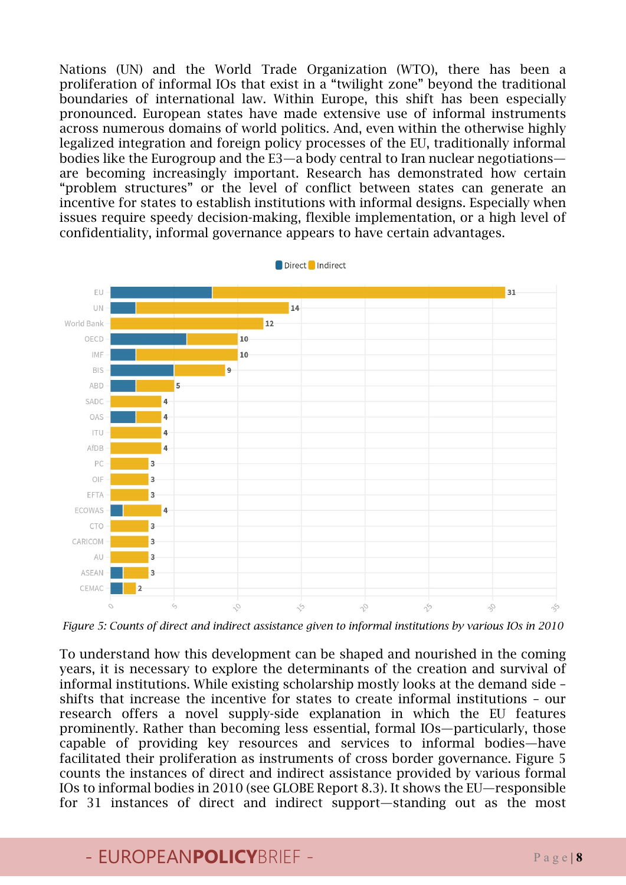Nations (UN) and the World Trade Organization (WTO), there has been a proliferation of informal IOs that exist in a "twilight zone" beyond the traditional boundaries of international law. Within Europe, this shift has been especially pronounced. European states have made extensive use of informal instruments across numerous domains of world politics. And, even within the otherwise highly legalized integration and foreign policy processes of the EU, traditionally informal bodies like the Eurogroup and the E3—a body central to Iran nuclear negotiations—are becoming increasingly important. Research has demonstrated how certain "problem structures" or the level of conflict between states can generate an incentive for states to establish institutions with informal designs. Especially when issues require speedy decision-making, flexible implementation, or a high level of confidentiality, informal governance appears to have certain advantages.

*Figure 5: Counts of direct and indirect assistance given to informal institutions by various IOs in 2010*

To understand how this development can be shaped and nourished in the coming years, it is necessary to explore the determinants of the creation and survival of informal institutions. While existing scholarship mostly looks at the demand side – shifts that increase the incentive for states to create informal institutions – our research offers a novel supply-side explanation in which the EU features prominently. Rather than becoming less essential, formal IOs—particularly, those capable of providing key resources and services to informal bodies—have facilitated their proliferation as instruments of cross border governance. Figure 5 counts the instances of direct and indirect assistance provided by various formal IOs to informal bodies in 2010 (see GLOBE Report 8.3). It shows the EU—responsible for 31 instances of direct and indirect support—standing out as the most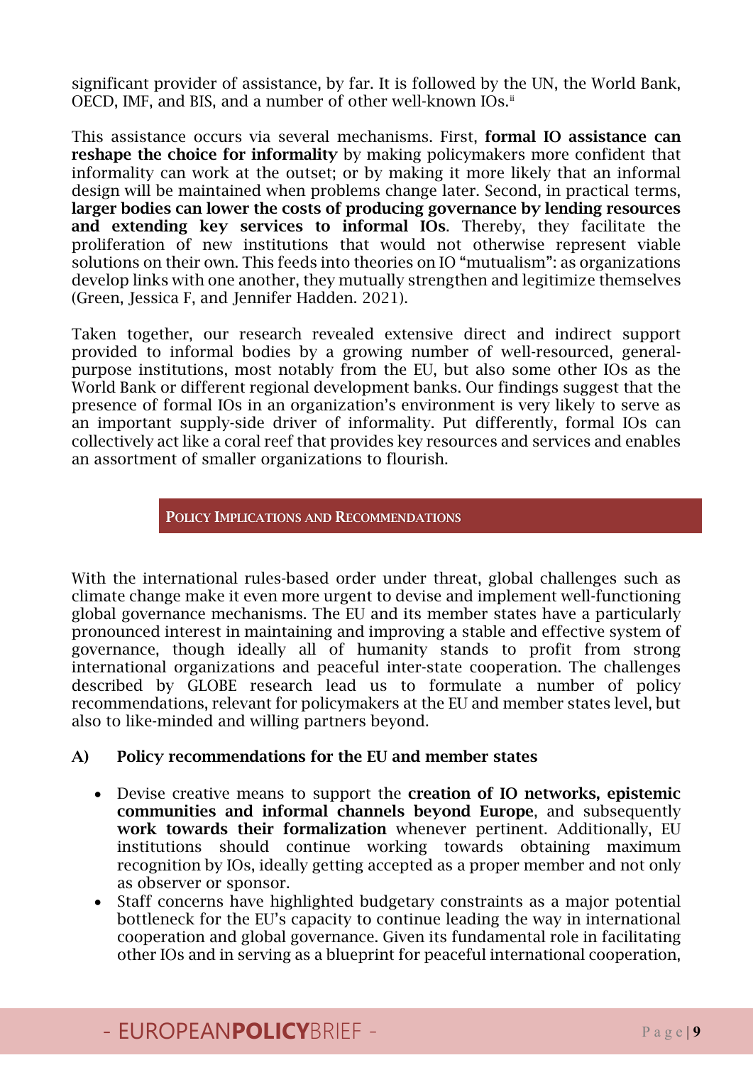significant provider of assistance, by far. It is followed by the UN, the World Bank, OECD, IMF, and BIS, and a number of other well-known IOs.[ii]

This assistance occurs via several mechanisms. First, **formal IO assistance can reshape the choice for informality** by making policymakers more confident that informality can work at the outset; or by making it more likely that an informal design will be maintained when problems change later. Second, in practical terms, **larger bodies can lower the costs of producing governance by lending resources and extending key services to informal IOs**. Thereby, they facilitate the proliferation of new institutions that would not otherwise represent viable solutions on their own. This feeds into theories on IO "mutualism": as organizations develop links with one another, they mutually strengthen and legitimize themselves (Green, Jessica F, and Jennifer Hadden. 2021).

Taken together, our research revealed extensive direct and indirect support provided to informal bodies by a growing number of well-resourced, general-purpose institutions, most notably from the EU, but also some other IOs as the World Bank or different regional development banks. Our findings suggest that the presence of formal IOs in an organization's environment is very likely to serve as an important supply-side driver of informality. Put differently, formal IOs can collectively act like a coral reef that provides key resources and services and enables an assortment of smaller organizations to flourish.

## POLICY IMPLICATIONS AND RECOMMENDATIONS

With the international rules-based order under threat, global challenges such as climate change make it even more urgent to devise and implement well-functioning global governance mechanisms. The EU and its member states have a particularly pronounced interest in maintaining and improving a stable and effective system of governance, though ideally all of humanity stands to profit from strong international organizations and peaceful inter-state cooperation. The challenges described by GLOBE research lead us to formulate a number of policy recommendations, relevant for policymakers at the EU and member states level, but also to like-minded and willing partners beyond.

### A) Policy recommendations for the EU and member states

- Devise creative means to support the **creation of IO networks, epistemic communities and informal channels beyond Europe**, and subsequently **work towards their formalization** whenever pertinent. Additionally, EU institutions should continue working towards obtaining maximum recognition by IOs, ideally getting accepted as a proper member and not only as observer or sponsor.
- Staff concerns have highlighted budgetary constraints as a major potential bottleneck for the EU's capacity to continue leading the way in international cooperation and global governance. Given its fundamental role in facilitating other IOs and in serving as a blueprint for peaceful international cooperation,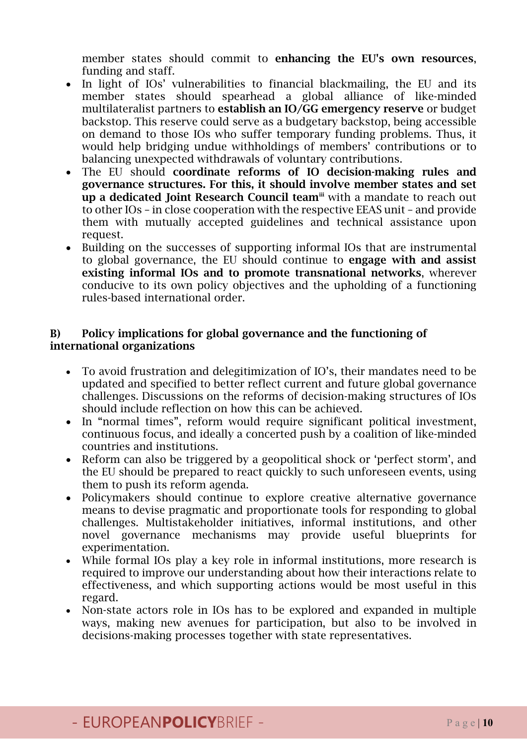member states should commit to **enhancing the EU's own resources**, funding and staff.

- In light of IOs' vulnerabilities to financial blackmailing, the EU and its member states should spearhead a global alliance of like-minded multilateralist partners to **establish an IO/GG emergency reserve** or budget backstop. This reserve could serve as a budgetary backstop, being accessible on demand to those IOs who suffer temporary funding problems. Thus, it would help bridging undue withholdings of members' contributions or to balancing unexpected withdrawals of voluntary contributions.
- The EU should **coordinate reforms of IO decision-making rules and governance structures. For this, it should involve member states and set up a dedicated Joint Research Council team**[iii] with a mandate to reach out to other IOs – in close cooperation with the respective EEAS unit – and provide them with mutually accepted guidelines and technical assistance upon request.
- Building on the successes of supporting informal IOs that are instrumental to global governance, the EU should continue to **engage with and assist existing informal IOs and to promote transnational networks**, wherever conducive to its own policy objectives and the upholding of a functioning rules-based international order.

### B) Policy implications for global governance and the functioning of international organizations

- To avoid frustration and delegitimization of IO's, their mandates need to be updated and specified to better reflect current and future global governance challenges. Discussions on the reforms of decision-making structures of IOs should include reflection on how this can be achieved.
- In "normal times", reform would require significant political investment, continuous focus, and ideally a concerted push by a coalition of like-minded countries and institutions.
- Reform can also be triggered by a geopolitical shock or 'perfect storm', and the EU should be prepared to react quickly to such unforeseen events, using them to push its reform agenda.
- Policymakers should continue to explore creative alternative governance means to devise pragmatic and proportionate tools for responding to global challenges. Multistakeholder initiatives, informal institutions, and other novel governance mechanisms may provide useful blueprints for experimentation.
- While formal IOs play a key role in informal institutions, more research is required to improve our understanding about how their interactions relate to effectiveness, and which supporting actions would be most useful in this regard.
- Non-state actors role in IOs has to be explored and expanded in multiple ways, making new avenues for participation, but also to be involved in decisions-making processes together with state representatives.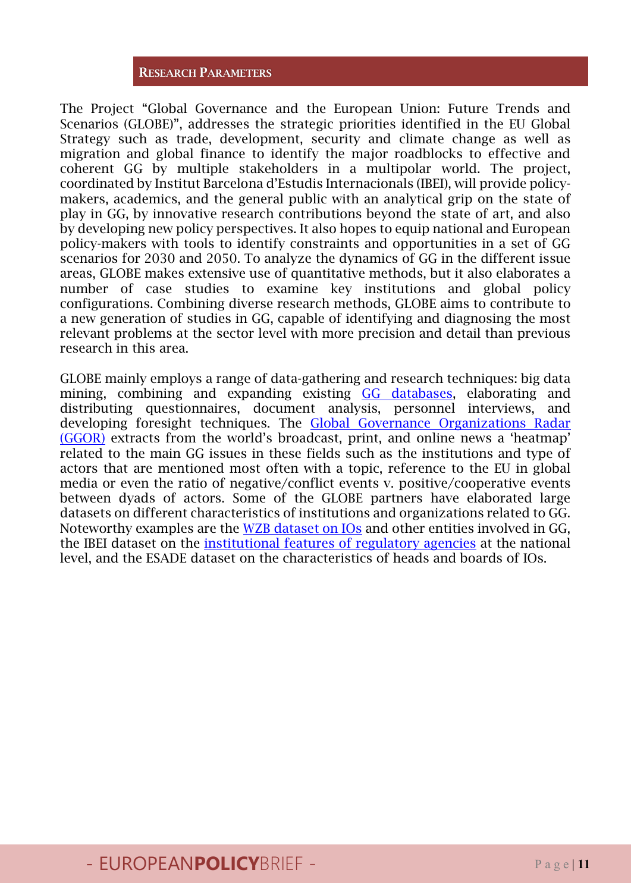## Research Parameters

The Project "Global Governance and the European Union: Future Trends and Scenarios (GLOBE)", addresses the strategic priorities identified in the EU Global Strategy such as trade, development, security and climate change as well as migration and global finance to identify the major roadblocks to effective and coherent GG by multiple stakeholders in a multipolar world. The project, coordinated by Institut Barcelona d'Estudis Internacionals (IBEI), will provide policy-makers, academics, and the general public with an analytical grip on the state of play in GG, by innovative research contributions beyond the state of art, and also by developing new policy perspectives. It also hopes to equip national and European policy-makers with tools to identify constraints and opportunities in a set of GG scenarios for 2030 and 2050. To analyze the dynamics of GG in the different issue areas, GLOBE makes extensive use of quantitative methods, but it also elaborates a number of case studies to examine key institutions and global policy configurations. Combining diverse research methods, GLOBE aims to contribute to a new generation of studies in GG, capable of identifying and diagnosing the most relevant problems at the sector level with more precision and detail than previous research in this area.

GLOBE mainly employs a range of data-gathering and research techniques: big data mining, combining and expanding existing GG databases, elaborating and distributing questionnaires, document analysis, personnel interviews, and developing foresight techniques. The Global Governance Organizations Radar (GGOR) extracts from the world's broadcast, print, and online news a 'heatmap' related to the main GG issues in these fields such as the institutions and type of actors that are mentioned most often with a topic, reference to the EU in global media or even the ratio of negative/conflict events v. positive/cooperative events between dyads of actors. Some of the GLOBE partners have elaborated large datasets on different characteristics of institutions and organizations related to GG. Noteworthy examples are the WZB dataset on IOs and other entities involved in GG, the IBEI dataset on the institutional features of regulatory agencies at the national level, and the ESADE dataset on the characteristics of heads and boards of IOs.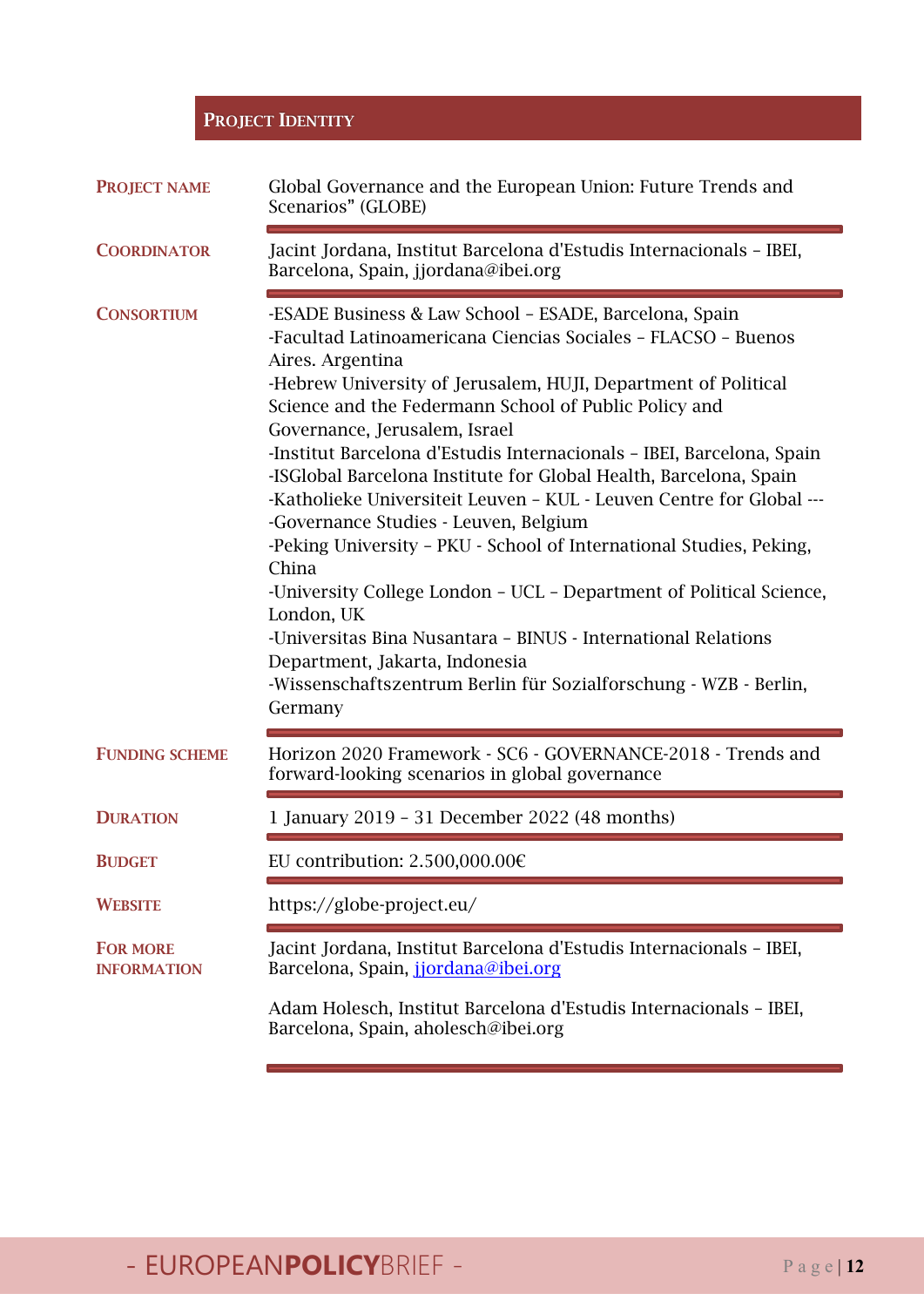## Project Identity

| | |
|---|---|
| **PROJECT NAME** | Global Governance and the European Union: Future Trends and Scenarios" (GLOBE) |
| **COORDINATOR** | Jacint Jordana, Institut Barcelona d'Estudis Internacionals – IBEI, Barcelona, Spain, jjordana@ibei.org |
| **CONSORTIUM** | -ESADE Business & Law School – ESADE, Barcelona, Spain<br>-Facultad Latinoamericana Ciencias Sociales – FLACSO – Buenos Aires. Argentina<br>-Hebrew University of Jerusalem, HUJI, Department of Political Science and the Federmann School of Public Policy and Governance, Jerusalem, Israel<br>-Institut Barcelona d'Estudis Internacionals – IBEI, Barcelona, Spain<br>-ISGlobal Barcelona Institute for Global Health, Barcelona, Spain<br>-Katholieke Universiteit Leuven – KUL - Leuven Centre for Global ---<br>-Governance Studies - Leuven, Belgium<br>-Peking University – PKU - School of International Studies, Peking, China<br>-University College London – UCL – Department of Political Science, London, UK<br>-Universitas Bina Nusantara – BINUS - International Relations Department, Jakarta, Indonesia<br>-Wissenschaftszentrum Berlin für Sozialforschung - WZB - Berlin, Germany |
| **FUNDING SCHEME** | Horizon 2020 Framework - SC6 - GOVERNANCE-2018 - Trends and forward-looking scenarios in global governance |
| **DURATION** | 1 January 2019 – 31 December 2022 (48 months) |
| **BUDGET** | EU contribution: 2.500,000.00€ |
| **WEBSITE** | https://globe-project.eu/ |
| **FOR MORE INFORMATION** | Jacint Jordana, Institut Barcelona d'Estudis Internacionals – IBEI, Barcelona, Spain, jjordana@ibei.org<br><br>Adam Holesch, Institut Barcelona d'Estudis Internacionals – IBEI, Barcelona, Spain, aholesch@ibei.org |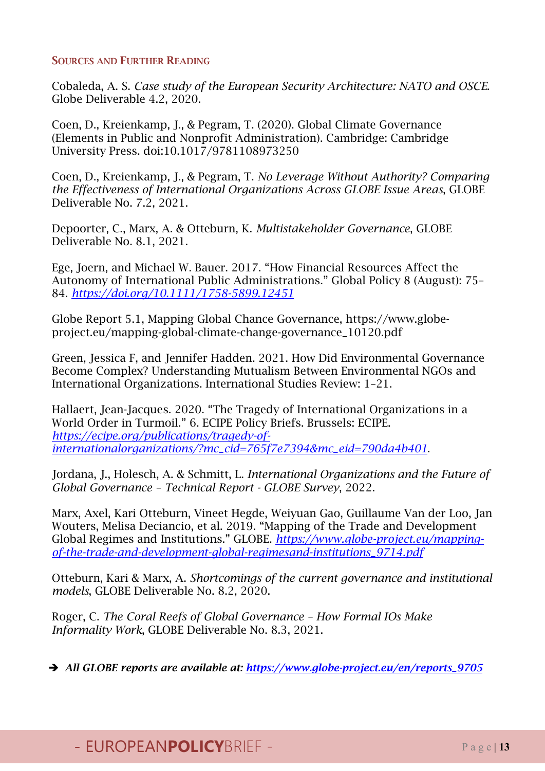## SOURCES AND FURTHER READING

Cobaleda, A. S. *Case study of the European Security Architecture: NATO and OSCE.* Globe Deliverable 4.2, 2020.

Coen, D., Kreienkamp, J., & Pegram, T. (2020). Global Climate Governance (Elements in Public and Nonprofit Administration). Cambridge: Cambridge University Press. doi:10.1017/9781108973250

Coen, D., Kreienkamp, J., & Pegram, T. *No Leverage Without Authority? Comparing the Effectiveness of International Organizations Across GLOBE Issue Areas*, GLOBE Deliverable No. 7.2, 2021.

Depoorter, C., Marx, A. & Otteburn, K. *Multistakeholder Governance*, GLOBE Deliverable No. 8.1, 2021.

Ege, Joern, and Michael W. Bauer. 2017. "How Financial Resources Affect the Autonomy of International Public Administrations." Global Policy 8 (August): 75–84. *https://doi.org/10.1111/1758-5899.12451*

Globe Report 5.1, Mapping Global Chance Governance, https://www.globe-project.eu/mapping-global-climate-change-governance_10120.pdf

Green, Jessica F, and Jennifer Hadden. 2021. How Did Environmental Governance Become Complex? Understanding Mutualism Between Environmental NGOs and International Organizations. International Studies Review: 1–21.

Hallaert, Jean-Jacques. 2020. "The Tragedy of International Organizations in a World Order in Turmoil." 6. ECIPE Policy Briefs. Brussels: ECIPE. *https://ecipe.org/publications/tragedy-of-internationalorganizations/?mc_cid=765f7e7394&mc_eid=790da4b401*.

Jordana, J., Holesch, A. & Schmitt, L. *International Organizations and the Future of Global Governance – Technical Report - GLOBE Survey*, 2022.

Marx, Axel, Kari Otteburn, Vineet Hegde, Weiyuan Gao, Guillaume Van der Loo, Jan Wouters, Melisa Deciancio, et al. 2019. "Mapping of the Trade and Development Global Regimes and Institutions." GLOBE. *https://www.globe-project.eu/mapping-of-the-trade-and-development-global-regimesand-institutions_9714.pdf*

Otteburn, Kari & Marx, A. *Shortcomings of the current governance and institutional models*, GLOBE Deliverable No. 8.2, 2020.

Roger, C. *The Coral Reefs of Global Governance – How Formal IOs Make Informality Work*, GLOBE Deliverable No. 8.3, 2021.

➔ ***All GLOBE reports are available at: https://www.globe-project.eu/en/reports_9705***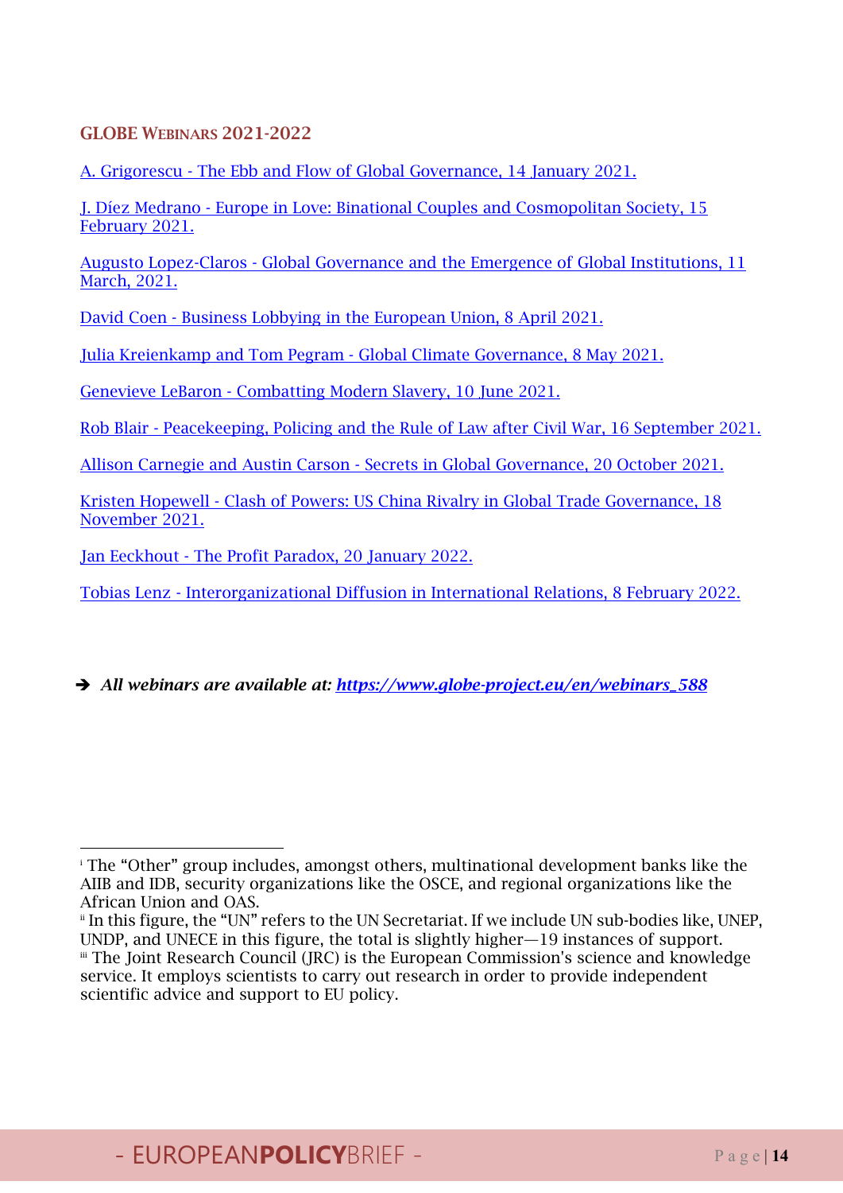## GLOBE Webinars 2021-2022

A. Grigorescu - The Ebb and Flow of Global Governance, 14 January 2021.

J. Díez Medrano - Europe in Love: Binational Couples and Cosmopolitan Society, 15 February 2021.

Augusto Lopez-Claros - Global Governance and the Emergence of Global Institutions, 11 March, 2021.

David Coen - Business Lobbying in the European Union, 8 April 2021.

Julia Kreienkamp and Tom Pegram - Global Climate Governance, 8 May 2021.

Genevieve LeBaron - Combatting Modern Slavery, 10 June 2021.

Rob Blair - Peacekeeping, Policing and the Rule of Law after Civil War, 16 September 2021.

Allison Carnegie and Austin Carson - Secrets in Global Governance, 20 October 2021.

Kristen Hopewell - Clash of Powers: US China Rivalry in Global Trade Governance, 18 November 2021.

Jan Eeckhout - The Profit Paradox, 20 January 2022.

Tobias Lenz - Interorganizational Diffusion in International Relations, 8 February 2022.

➔ ***All webinars are available at: https://www.globe-project.eu/en/webinars_588***

---

[i] The "Other" group includes, amongst others, multinational development banks like the AIIB and IDB, security organizations like the OSCE, and regional organizations like the African Union and OAS.

[ii] In this figure, the "UN" refers to the UN Secretariat. If we include UN sub-bodies like, UNEP, UNDP, and UNECE in this figure, the total is slightly higher—19 instances of support.

[iii] The Joint Research Council (JRC) is the European Commission's science and knowledge service. It employs scientists to carry out research in order to provide independent scientific advice and support to EU policy.